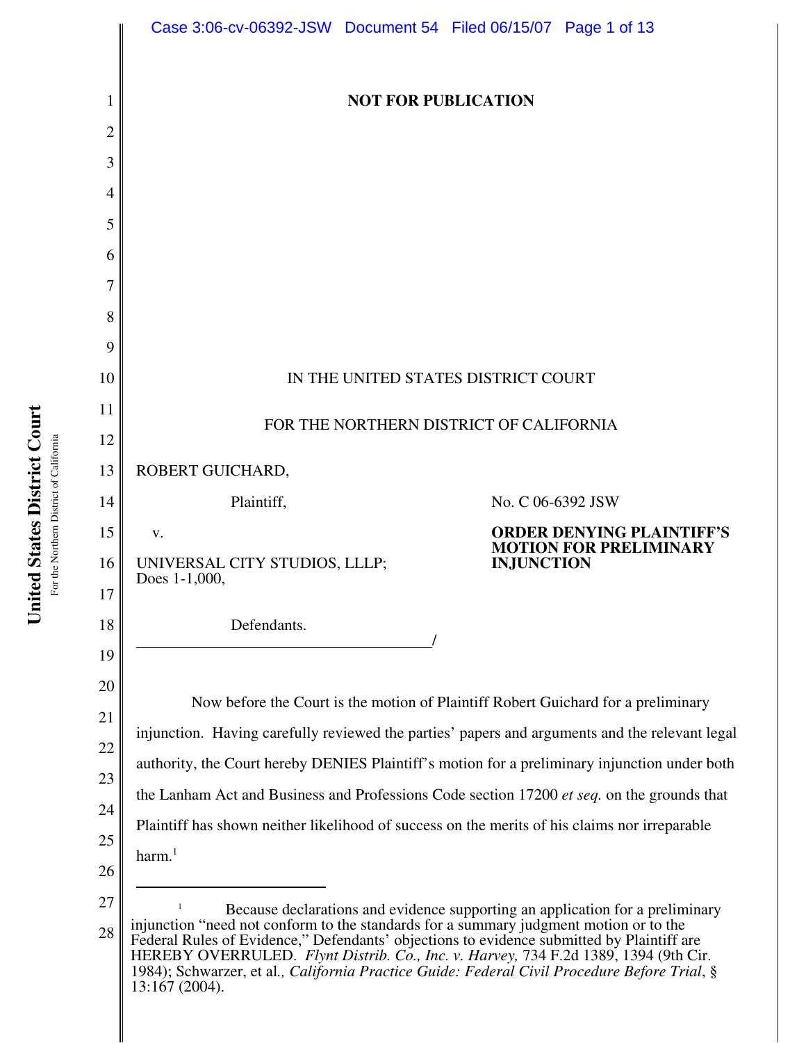**NOT FOR PUBLICATION**

IN THE UNITED STATES DISTRICT COURT

FOR THE NORTHERN DISTRICT OF CALIFORNIA

ROBERT GUICHARD,

Plaintiff,

v.

UNIVERSAL CITY STUDIOS, LLLP; Does 1-1,000,

Defendants.

No. C 06-6392 JSW

**ORDER DENYING PLAINTIFF'S MOTION FOR PRELIMINARY INJUNCTION**

Now before the Court is the motion of Plaintiff Robert Guichard for a preliminary injunction. Having carefully reviewed the parties' papers and arguments and the relevant legal authority, the Court hereby DENIES Plaintiff's motion for a preliminary injunction under both the Lanham Act and Business and Professions Code section 17200 *et seq.* on the grounds that Plaintiff has shown neither likelihood of success on the merits of his claims nor irreparable harm.[1]

---

[1] Because declarations and evidence supporting an application for a preliminary injunction "need not conform to the standards for a summary judgment motion or to the Federal Rules of Evidence," Defendants' objections to evidence submitted by Plaintiff are HEREBY OVERRULED. *Flynt Distrib. Co., Inc. v. Harvey,* 734 F.2d 1389, 1394 (9th Cir. 1984); Schwarzer, et al*., California Practice Guide: Federal Civil Procedure Before Trial*, § 13:167 (2004).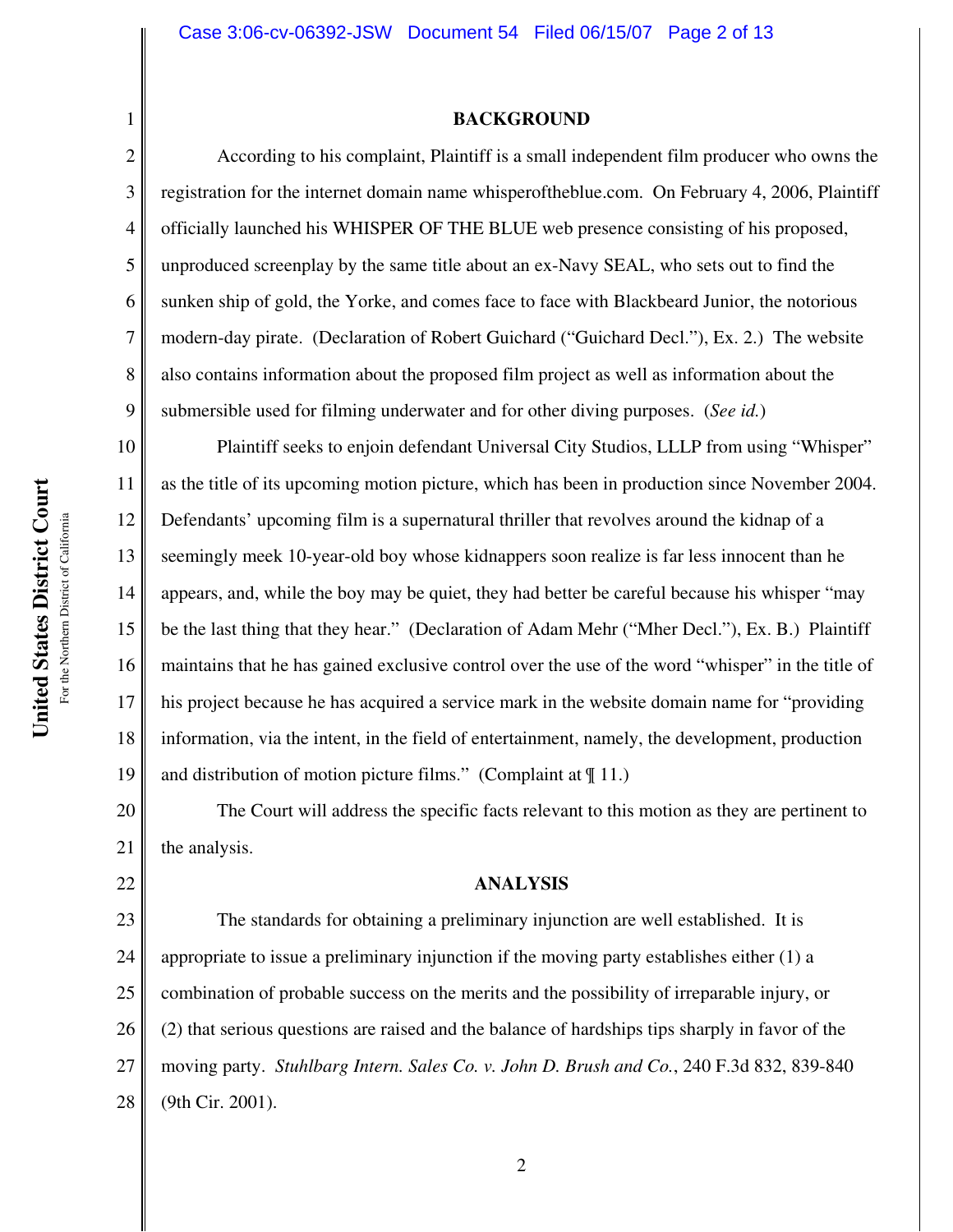## BACKGROUND

According to his complaint, Plaintiff is a small independent film producer who owns the registration for the internet domain name whisperoftheblue.com. On February 4, 2006, Plaintiff officially launched his WHISPER OF THE BLUE web presence consisting of his proposed, unproduced screenplay by the same title about an ex-Navy SEAL, who sets out to find the sunken ship of gold, the Yorke, and comes face to face with Blackbeard Junior, the notorious modern-day pirate. (Declaration of Robert Guichard ("Guichard Decl."), Ex. 2.) The website also contains information about the proposed film project as well as information about the submersible used for filming underwater and for other diving purposes. (*See id.*)

Plaintiff seeks to enjoin defendant Universal City Studios, LLLP from using "Whisper" as the title of its upcoming motion picture, which has been in production since November 2004. Defendants' upcoming film is a supernatural thriller that revolves around the kidnap of a seemingly meek 10-year-old boy whose kidnappers soon realize is far less innocent than he appears, and, while the boy may be quiet, they had better be careful because his whisper "may be the last thing that they hear." (Declaration of Adam Mehr ("Mher Decl."), Ex. B.) Plaintiff maintains that he has gained exclusive control over the use of the word "whisper" in the title of his project because he has acquired a service mark in the website domain name for "providing information, via the intent, in the field of entertainment, namely, the development, production and distribution of motion picture films." (Complaint at ¶ 11.)

The Court will address the specific facts relevant to this motion as they are pertinent to the analysis.

## ANALYSIS

The standards for obtaining a preliminary injunction are well established. It is appropriate to issue a preliminary injunction if the moving party establishes either (1) a combination of probable success on the merits and the possibility of irreparable injury, or (2) that serious questions are raised and the balance of hardships tips sharply in favor of the moving party. *Stuhlbarg Intern. Sales Co. v. John D. Brush and Co.*, 240 F.3d 832, 839-840 (9th Cir. 2001).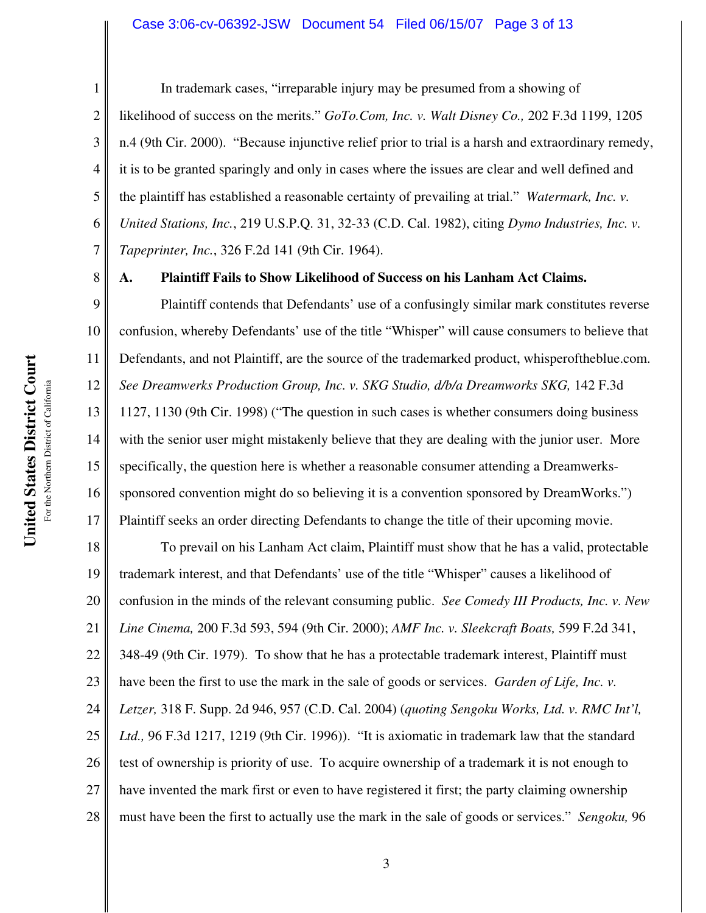In trademark cases, "irreparable injury may be presumed from a showing of likelihood of success on the merits." *GoTo.Com, Inc. v. Walt Disney Co.,* 202 F.3d 1199, 1205 n.4 (9th Cir. 2000). "Because injunctive relief prior to trial is a harsh and extraordinary remedy, it is to be granted sparingly and only in cases where the issues are clear and well defined and the plaintiff has established a reasonable certainty of prevailing at trial." *Watermark, Inc. v. United Stations, Inc.*, 219 U.S.P.Q. 31, 32-33 (C.D. Cal. 1982), citing *Dymo Industries, Inc. v. Tapeprinter, Inc.*, 326 F.2d 141 (9th Cir. 1964).

**A. Plaintiff Fails to Show Likelihood of Success on his Lanham Act Claims.**

Plaintiff contends that Defendants' use of a confusingly similar mark constitutes reverse confusion, whereby Defendants' use of the title "Whisper" will cause consumers to believe that Defendants, and not Plaintiff, are the source of the trademarked product, whisperoftheblue.com. *See Dreamwerks Production Group, Inc. v. SKG Studio, d/b/a Dreamworks SKG,* 142 F.3d 1127, 1130 (9th Cir. 1998) ("The question in such cases is whether consumers doing business with the senior user might mistakenly believe that they are dealing with the junior user. More specifically, the question here is whether a reasonable consumer attending a Dreamwerks-sponsored convention might do so believing it is a convention sponsored by DreamWorks.") Plaintiff seeks an order directing Defendants to change the title of their upcoming movie.

To prevail on his Lanham Act claim, Plaintiff must show that he has a valid, protectable trademark interest, and that Defendants' use of the title "Whisper" causes a likelihood of confusion in the minds of the relevant consuming public. *See Comedy III Products, Inc. v. New Line Cinema,* 200 F.3d 593, 594 (9th Cir. 2000); *AMF Inc. v. Sleekcraft Boats,* 599 F.2d 341, 348-49 (9th Cir. 1979). To show that he has a protectable trademark interest, Plaintiff must have been the first to use the mark in the sale of goods or services. *Garden of Life, Inc. v. Letzer,* 318 F. Supp. 2d 946, 957 (C.D. Cal. 2004) (*quoting Sengoku Works, Ltd. v. RMC Int'l, Ltd.,* 96 F.3d 1217, 1219 (9th Cir. 1996)). "It is axiomatic in trademark law that the standard test of ownership is priority of use. To acquire ownership of a trademark it is not enough to have invented the mark first or even to have registered it first; the party claiming ownership must have been the first to actually use the mark in the sale of goods or services." *Sengoku,* 96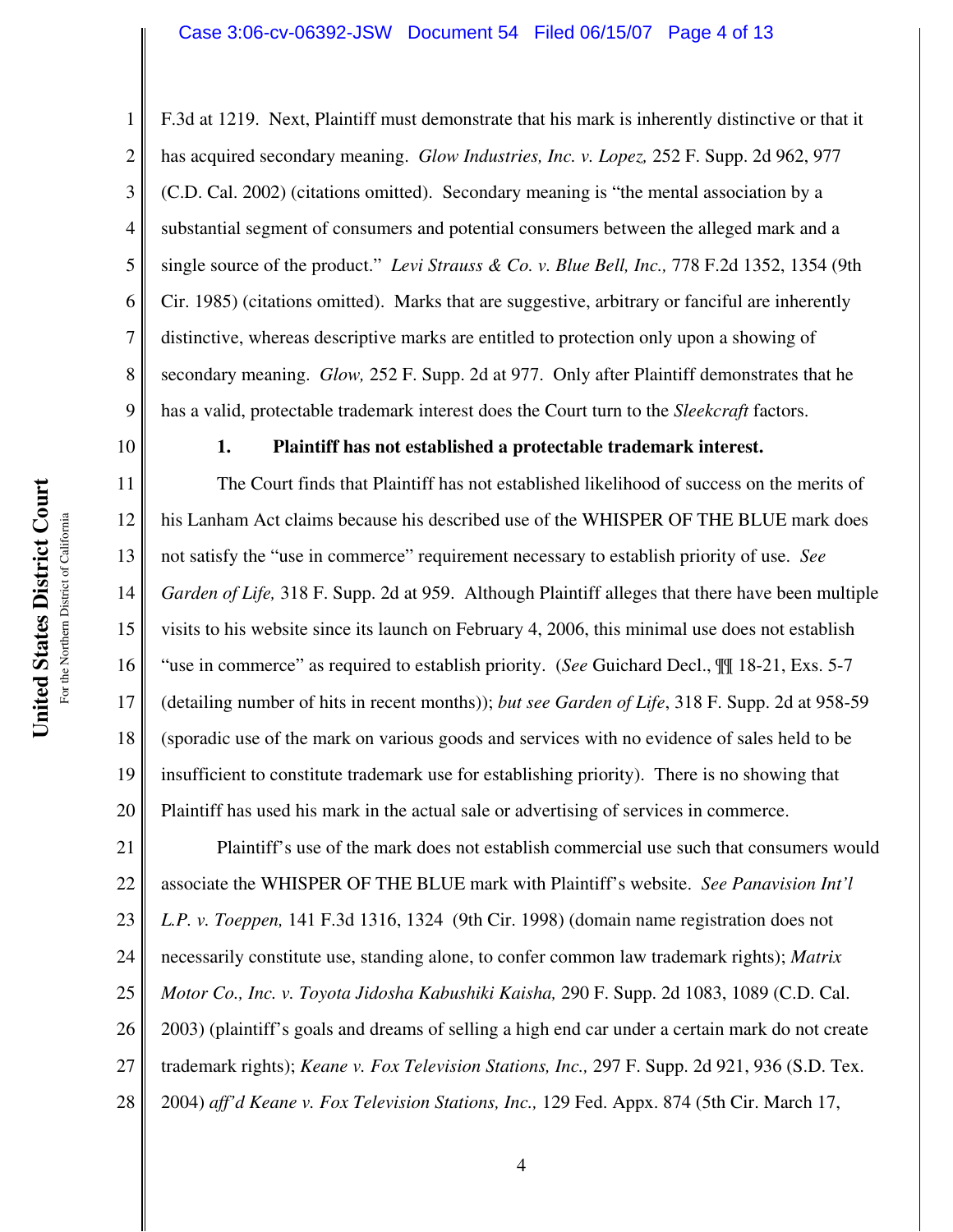F.3d at 1219. Next, Plaintiff must demonstrate that his mark is inherently distinctive or that it has acquired secondary meaning. *Glow Industries, Inc. v. Lopez,* 252 F. Supp. 2d 962, 977 (C.D. Cal. 2002) (citations omitted). Secondary meaning is "the mental association by a substantial segment of consumers and potential consumers between the alleged mark and a single source of the product." *Levi Strauss & Co. v. Blue Bell, Inc.,* 778 F.2d 1352, 1354 (9th Cir. 1985) (citations omitted). Marks that are suggestive, arbitrary or fanciful are inherently distinctive, whereas descriptive marks are entitled to protection only upon a showing of secondary meaning. *Glow,* 252 F. Supp. 2d at 977. Only after Plaintiff demonstrates that he has a valid, protectable trademark interest does the Court turn to the *Sleekcraft* factors.

**1. Plaintiff has not established a protectable trademark interest.**

The Court finds that Plaintiff has not established likelihood of success on the merits of his Lanham Act claims because his described use of the WHISPER OF THE BLUE mark does not satisfy the "use in commerce" requirement necessary to establish priority of use. *See Garden of Life,* 318 F. Supp. 2d at 959. Although Plaintiff alleges that there have been multiple visits to his website since its launch on February 4, 2006, this minimal use does not establish "use in commerce" as required to establish priority. (*See* Guichard Decl., ¶¶ 18-21, Exs. 5-7 (detailing number of hits in recent months)); *but see Garden of Life*, 318 F. Supp. 2d at 958-59 (sporadic use of the mark on various goods and services with no evidence of sales held to be insufficient to constitute trademark use for establishing priority). There is no showing that Plaintiff has used his mark in the actual sale or advertising of services in commerce.

Plaintiff's use of the mark does not establish commercial use such that consumers would associate the WHISPER OF THE BLUE mark with Plaintiff's website. *See Panavision Int'l L.P. v. Toeppen,* 141 F.3d 1316, 1324 (9th Cir. 1998) (domain name registration does not necessarily constitute use, standing alone, to confer common law trademark rights); *Matrix Motor Co., Inc. v. Toyota Jidosha Kabushiki Kaisha,* 290 F. Supp. 2d 1083, 1089 (C.D. Cal. 2003) (plaintiff's goals and dreams of selling a high end car under a certain mark do not create trademark rights); *Keane v. Fox Television Stations, Inc.,* 297 F. Supp. 2d 921, 936 (S.D. Tex. 2004) *aff'd Keane v. Fox Television Stations, Inc.,* 129 Fed. Appx. 874 (5th Cir. March 17,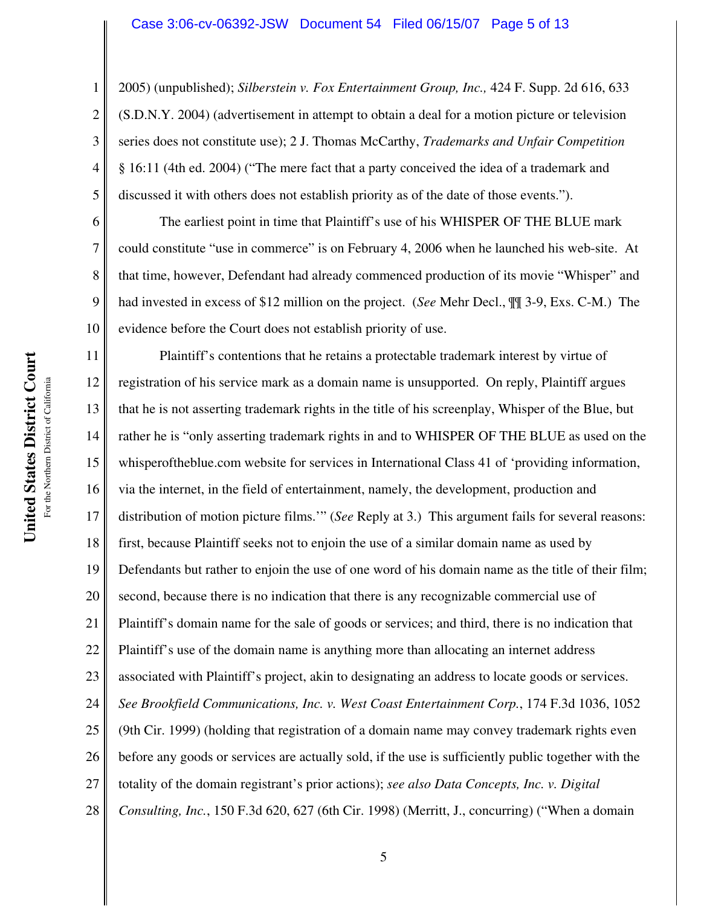2005) (unpublished); *Silberstein v. Fox Entertainment Group, Inc.,* 424 F. Supp. 2d 616, 633 (S.D.N.Y. 2004) (advertisement in attempt to obtain a deal for a motion picture or television series does not constitute use); 2 J. Thomas McCarthy, *Trademarks and Unfair Competition* § 16:11 (4th ed. 2004) ("The mere fact that a party conceived the idea of a trademark and discussed it with others does not establish priority as of the date of those events.").

The earliest point in time that Plaintiff's use of his WHISPER OF THE BLUE mark could constitute "use in commerce" is on February 4, 2006 when he launched his web-site. At that time, however, Defendant had already commenced production of its movie "Whisper" and had invested in excess of $12 million on the project. (*See* Mehr Decl., ¶¶ 3-9, Exs. C-M.) The evidence before the Court does not establish priority of use.

Plaintiff's contentions that he retains a protectable trademark interest by virtue of registration of his service mark as a domain name is unsupported. On reply, Plaintiff argues that he is not asserting trademark rights in the title of his screenplay, Whisper of the Blue, but rather he is "only asserting trademark rights in and to WHISPER OF THE BLUE as used on the whisperoftheblue.com website for services in International Class 41 of 'providing information, via the internet, in the field of entertainment, namely, the development, production and distribution of motion picture films.'" (*See* Reply at 3.) This argument fails for several reasons: first, because Plaintiff seeks not to enjoin the use of a similar domain name as used by Defendants but rather to enjoin the use of one word of his domain name as the title of their film; second, because there is no indication that there is any recognizable commercial use of Plaintiff's domain name for the sale of goods or services; and third, there is no indication that Plaintiff's use of the domain name is anything more than allocating an internet address associated with Plaintiff's project, akin to designating an address to locate goods or services. *See Brookfield Communications, Inc. v. West Coast Entertainment Corp.*, 174 F.3d 1036, 1052 (9th Cir. 1999) (holding that registration of a domain name may convey trademark rights even before any goods or services are actually sold, if the use is sufficiently public together with the totality of the domain registrant's prior actions); *see also Data Concepts, Inc. v. Digital Consulting, Inc.*, 150 F.3d 620, 627 (6th Cir. 1998) (Merritt, J., concurring) ("When a domain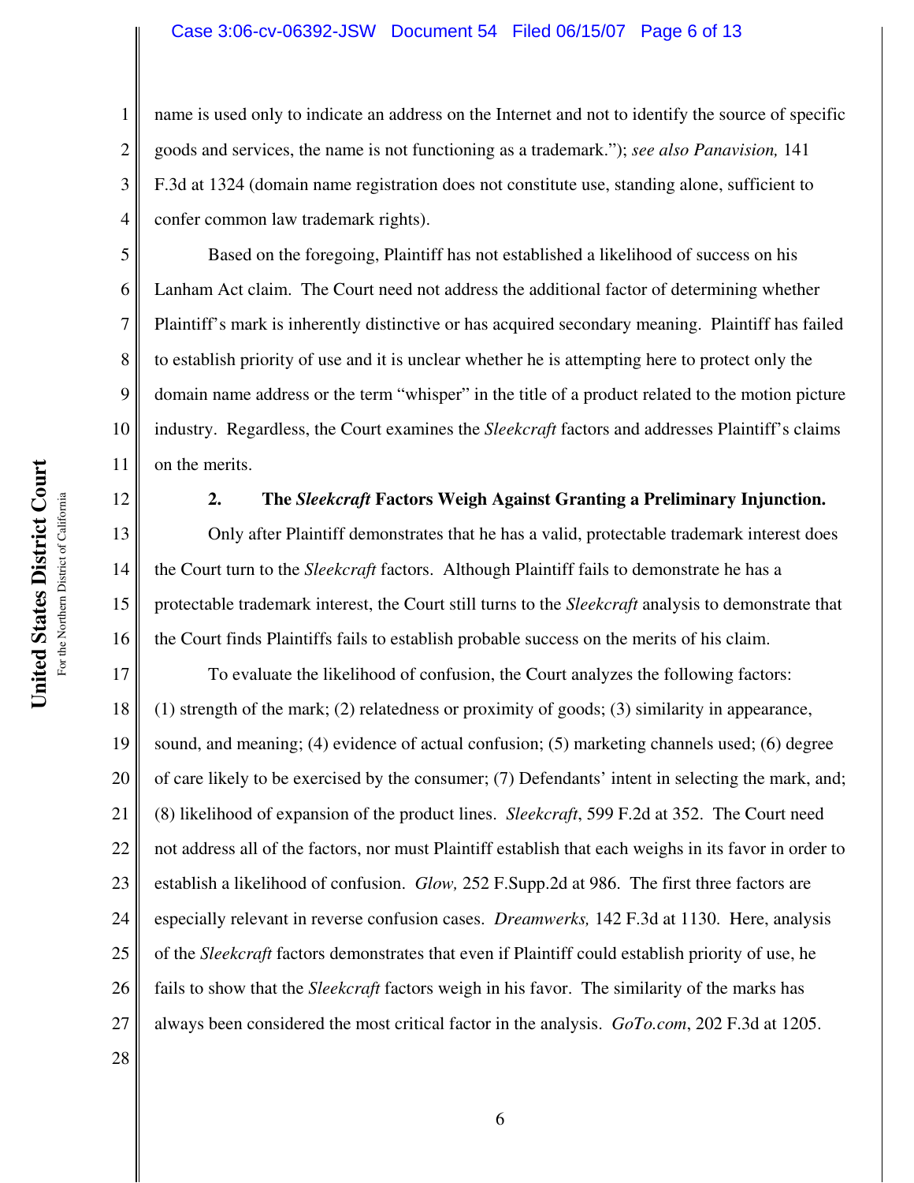name is used only to indicate an address on the Internet and not to identify the source of specific goods and services, the name is not functioning as a trademark."); *see also Panavision,* 141 F.3d at 1324 (domain name registration does not constitute use, standing alone, sufficient to confer common law trademark rights).

Based on the foregoing, Plaintiff has not established a likelihood of success on his Lanham Act claim. The Court need not address the additional factor of determining whether Plaintiff's mark is inherently distinctive or has acquired secondary meaning. Plaintiff has failed to establish priority of use and it is unclear whether he is attempting here to protect only the domain name address or the term "whisper" in the title of a product related to the motion picture industry. Regardless, the Court examines the *Sleekcraft* factors and addresses Plaintiff's claims on the merits.

**2. The *Sleekcraft* Factors Weigh Against Granting a Preliminary Injunction.**

Only after Plaintiff demonstrates that he has a valid, protectable trademark interest does the Court turn to the *Sleekcraft* factors. Although Plaintiff fails to demonstrate he has a protectable trademark interest, the Court still turns to the *Sleekcraft* analysis to demonstrate that the Court finds Plaintiffs fails to establish probable success on the merits of his claim.

To evaluate the likelihood of confusion, the Court analyzes the following factors: (1) strength of the mark; (2) relatedness or proximity of goods; (3) similarity in appearance, sound, and meaning; (4) evidence of actual confusion; (5) marketing channels used; (6) degree of care likely to be exercised by the consumer; (7) Defendants' intent in selecting the mark, and; (8) likelihood of expansion of the product lines. *Sleekcraft*, 599 F.2d at 352. The Court need not address all of the factors, nor must Plaintiff establish that each weighs in its favor in order to establish a likelihood of confusion. *Glow,* 252 F.Supp.2d at 986. The first three factors are especially relevant in reverse confusion cases. *Dreamwerks,* 142 F.3d at 1130. Here, analysis of the *Sleekcraft* factors demonstrates that even if Plaintiff could establish priority of use, he fails to show that the *Sleekcraft* factors weigh in his favor. The similarity of the marks has always been considered the most critical factor in the analysis. *GoTo.com*, 202 F.3d at 1205.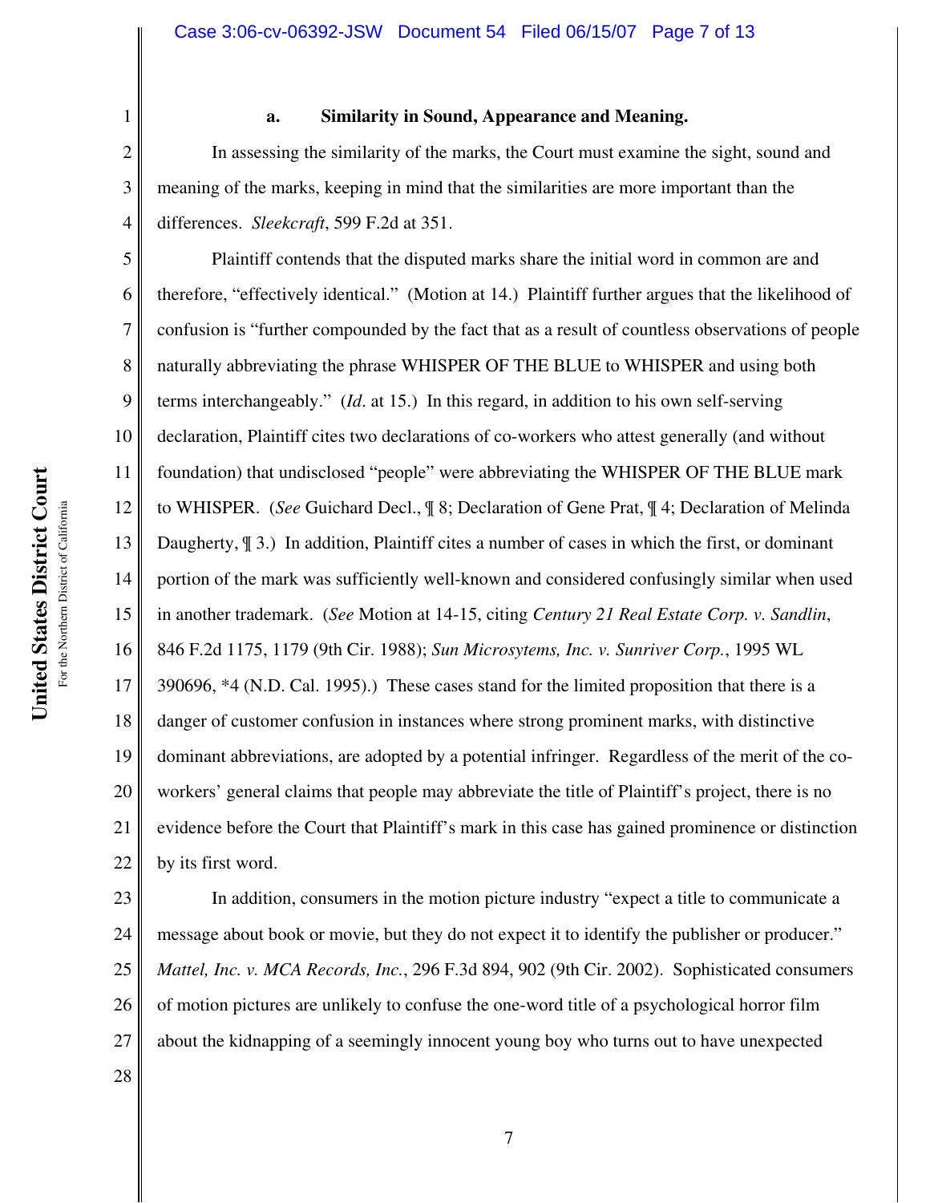**a. Similarity in Sound, Appearance and Meaning.**

In assessing the similarity of the marks, the Court must examine the sight, sound and meaning of the marks, keeping in mind that the similarities are more important than the differences. *Sleekcraft*, 599 F.2d at 351.

Plaintiff contends that the disputed marks share the initial word in common are and therefore, "effectively identical." (Motion at 14.) Plaintiff further argues that the likelihood of confusion is "further compounded by the fact that as a result of countless observations of people naturally abbreviating the phrase WHISPER OF THE BLUE to WHISPER and using both terms interchangeably." (*Id*. at 15.) In this regard, in addition to his own self-serving declaration, Plaintiff cites two declarations of co-workers who attest generally (and without foundation) that undisclosed "people" were abbreviating the WHISPER OF THE BLUE mark to WHISPER. (*See* Guichard Decl., ¶ 8; Declaration of Gene Prat, ¶ 4; Declaration of Melinda Daugherty, ¶ 3.) In addition, Plaintiff cites a number of cases in which the first, or dominant portion of the mark was sufficiently well-known and considered confusingly similar when used in another trademark. (*See* Motion at 14-15, citing *Century 21 Real Estate Corp. v. Sandlin*, 846 F.2d 1175, 1179 (9th Cir. 1988); *Sun Microsytems, Inc. v. Sunriver Corp.*, 1995 WL 390696, *4 (N.D. Cal. 1995).) These cases stand for the limited proposition that there is a danger of customer confusion in instances where strong prominent marks, with distinctive dominant abbreviations, are adopted by a potential infringer. Regardless of the merit of the co-workers' general claims that people may abbreviate the title of Plaintiff's project, there is no evidence before the Court that Plaintiff's mark in this case has gained prominence or distinction by its first word.

In addition, consumers in the motion picture industry "expect a title to communicate a message about book or movie, but they do not expect it to identify the publisher or producer." *Mattel, Inc. v. MCA Records, Inc.*, 296 F.3d 894, 902 (9th Cir. 2002). Sophisticated consumers of motion pictures are unlikely to confuse the one-word title of a psychological horror film about the kidnapping of a seemingly innocent young boy who turns out to have unexpected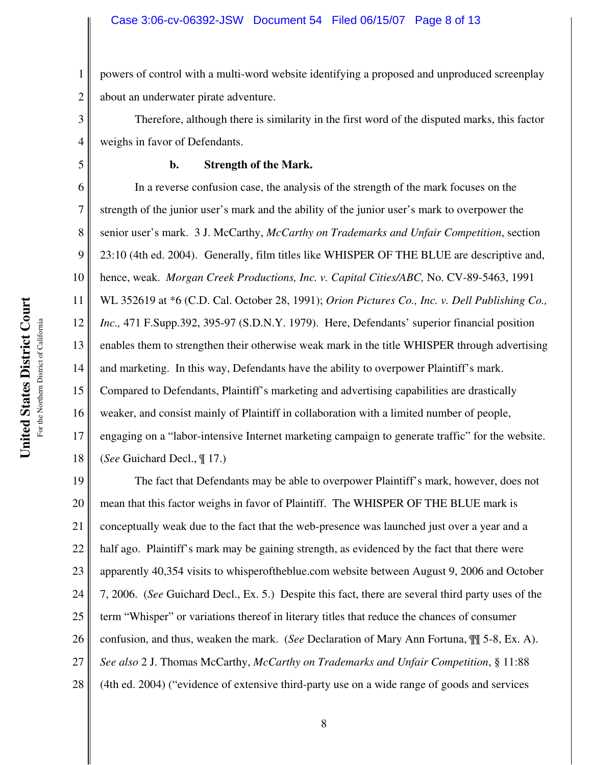powers of control with a multi-word website identifying a proposed and unproduced screenplay about an underwater pirate adventure.

Therefore, although there is similarity in the first word of the disputed marks, this factor weighs in favor of Defendants.

**b. Strength of the Mark.**

In a reverse confusion case, the analysis of the strength of the mark focuses on the strength of the junior user's mark and the ability of the junior user's mark to overpower the senior user's mark. 3 J. McCarthy, *McCarthy on Trademarks and Unfair Competition*, section 23:10 (4th ed. 2004). Generally, film titles like WHISPER OF THE BLUE are descriptive and, hence, weak. *Morgan Creek Productions, Inc. v. Capital Cities/ABC,* No. CV-89-5463, 1991 WL 352619 at *6 (C.D. Cal. October 28, 1991); *Orion Pictures Co., Inc. v. Dell Publishing Co., Inc.,* 471 F.Supp.392, 395-97 (S.D.N.Y. 1979). Here, Defendants' superior financial position enables them to strengthen their otherwise weak mark in the title WHISPER through advertising and marketing. In this way, Defendants have the ability to overpower Plaintiff's mark. Compared to Defendants, Plaintiff's marketing and advertising capabilities are drastically weaker, and consist mainly of Plaintiff in collaboration with a limited number of people, engaging on a "labor-intensive Internet marketing campaign to generate traffic" for the website. (*See* Guichard Decl., ¶ 17.)

The fact that Defendants may be able to overpower Plaintiff's mark, however, does not mean that this factor weighs in favor of Plaintiff. The WHISPER OF THE BLUE mark is conceptually weak due to the fact that the web-presence was launched just over a year and a half ago. Plaintiff's mark may be gaining strength, as evidenced by the fact that there were apparently 40,354 visits to whisperoftheblue.com website between August 9, 2006 and October 7, 2006. (*See* Guichard Decl., Ex. 5.) Despite this fact, there are several third party uses of the term "Whisper" or variations thereof in literary titles that reduce the chances of consumer confusion, and thus, weaken the mark. (*See* Declaration of Mary Ann Fortuna, ¶¶ 5-8, Ex. A). *See also* 2 J. Thomas McCarthy, *McCarthy on Trademarks and Unfair Competition*, § 11:88 (4th ed. 2004) ("evidence of extensive third-party use on a wide range of goods and services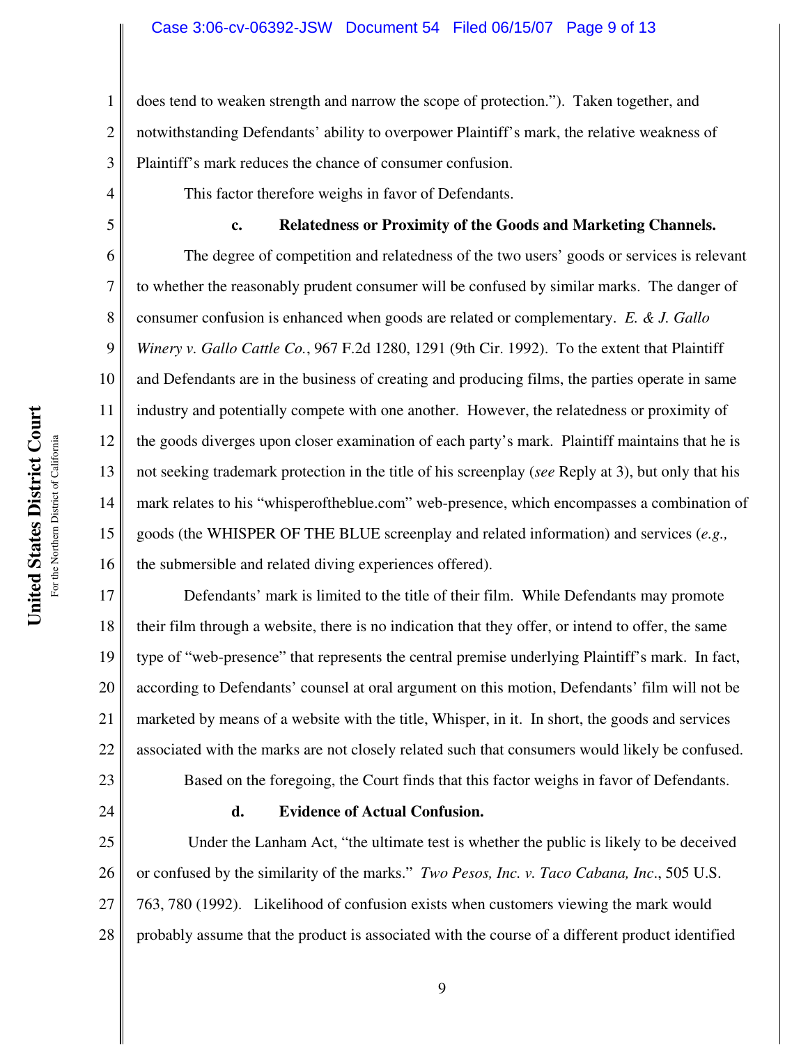does tend to weaken strength and narrow the scope of protection."). Taken together, and notwithstanding Defendants' ability to overpower Plaintiff's mark, the relative weakness of Plaintiff's mark reduces the chance of consumer confusion.

This factor therefore weighs in favor of Defendants.

**c. Relatedness or Proximity of the Goods and Marketing Channels.**

The degree of competition and relatedness of the two users' goods or services is relevant to whether the reasonably prudent consumer will be confused by similar marks. The danger of consumer confusion is enhanced when goods are related or complementary. *E. & J. Gallo Winery v. Gallo Cattle Co.*, 967 F.2d 1280, 1291 (9th Cir. 1992). To the extent that Plaintiff and Defendants are in the business of creating and producing films, the parties operate in same industry and potentially compete with one another. However, the relatedness or proximity of the goods diverges upon closer examination of each party's mark. Plaintiff maintains that he is not seeking trademark protection in the title of his screenplay (*see* Reply at 3), but only that his mark relates to his "whisperoftheblue.com" web-presence, which encompasses a combination of goods (the WHISPER OF THE BLUE screenplay and related information) and services (*e.g.,* the submersible and related diving experiences offered).

Defendants' mark is limited to the title of their film. While Defendants may promote their film through a website, there is no indication that they offer, or intend to offer, the same type of "web-presence" that represents the central premise underlying Plaintiff's mark. In fact, according to Defendants' counsel at oral argument on this motion, Defendants' film will not be marketed by means of a website with the title, Whisper, in it. In short, the goods and services associated with the marks are not closely related such that consumers would likely be confused.

Based on the foregoing, the Court finds that this factor weighs in favor of Defendants.

**d. Evidence of Actual Confusion.**

Under the Lanham Act, "the ultimate test is whether the public is likely to be deceived or confused by the similarity of the marks." *Two Pesos, Inc. v. Taco Cabana, Inc*., 505 U.S. 763, 780 (1992). Likelihood of confusion exists when customers viewing the mark would probably assume that the product is associated with the course of a different product identified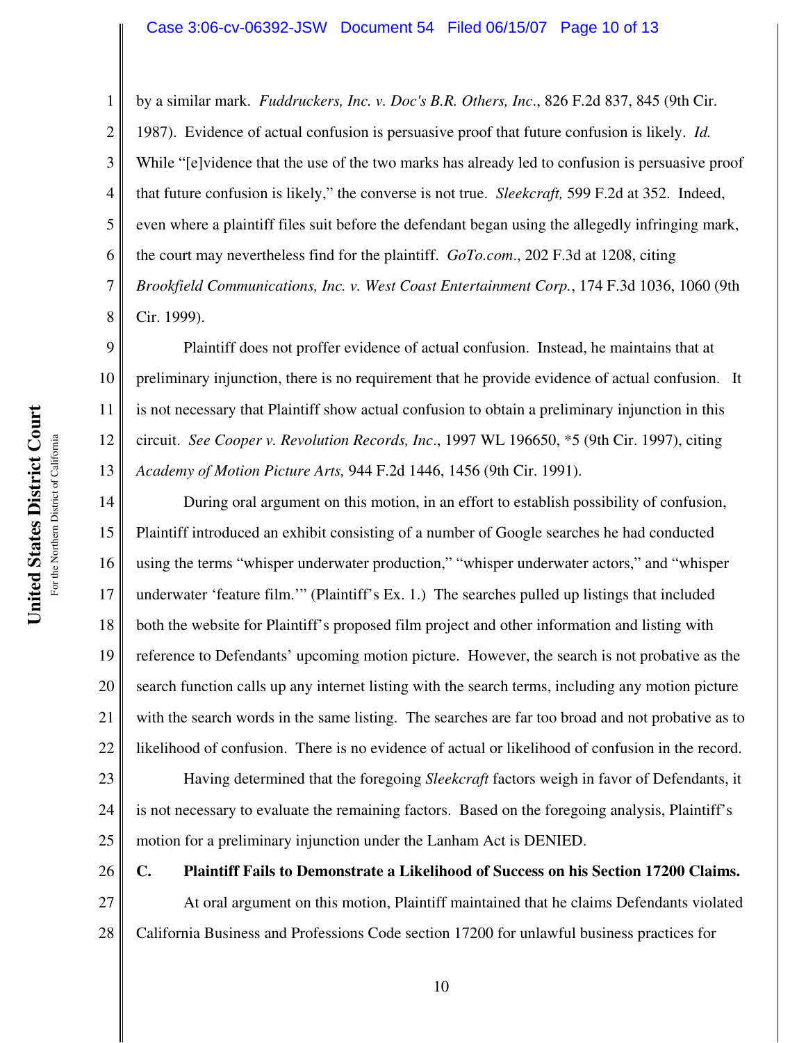by a similar mark. *Fuddruckers, Inc. v. Doc's B.R. Others, Inc*., 826 F.2d 837, 845 (9th Cir. 1987). Evidence of actual confusion is persuasive proof that future confusion is likely. *Id.* While "[e]vidence that the use of the two marks has already led to confusion is persuasive proof that future confusion is likely," the converse is not true. *Sleekcraft,* 599 F.2d at 352. Indeed, even where a plaintiff files suit before the defendant began using the allegedly infringing mark, the court may nevertheless find for the plaintiff. *GoTo.com*., 202 F.3d at 1208, citing *Brookfield Communications, Inc. v. West Coast Entertainment Corp.*, 174 F.3d 1036, 1060 (9th Cir. 1999).

Plaintiff does not proffer evidence of actual confusion. Instead, he maintains that at preliminary injunction, there is no requirement that he provide evidence of actual confusion. It is not necessary that Plaintiff show actual confusion to obtain a preliminary injunction in this circuit. *See Cooper v. Revolution Records, Inc*., 1997 WL 196650, *5 (9th Cir. 1997), citing *Academy of Motion Picture Arts,* 944 F.2d 1446, 1456 (9th Cir. 1991).

During oral argument on this motion, in an effort to establish possibility of confusion, Plaintiff introduced an exhibit consisting of a number of Google searches he had conducted using the terms "whisper underwater production," "whisper underwater actors," and "whisper underwater 'feature film.'" (Plaintiff's Ex. 1.) The searches pulled up listings that included both the website for Plaintiff's proposed film project and other information and listing with reference to Defendants' upcoming motion picture. However, the search is not probative as the search function calls up any internet listing with the search terms, including any motion picture with the search words in the same listing. The searches are far too broad and not probative as to likelihood of confusion. There is no evidence of actual or likelihood of confusion in the record.

Having determined that the foregoing *Sleekcraft* factors weigh in favor of Defendants, it is not necessary to evaluate the remaining factors. Based on the foregoing analysis, Plaintiff's motion for a preliminary injunction under the Lanham Act is DENIED.

**C. Plaintiff Fails to Demonstrate a Likelihood of Success on his Section 17200 Claims.**

At oral argument on this motion, Plaintiff maintained that he claims Defendants violated California Business and Professions Code section 17200 for unlawful business practices for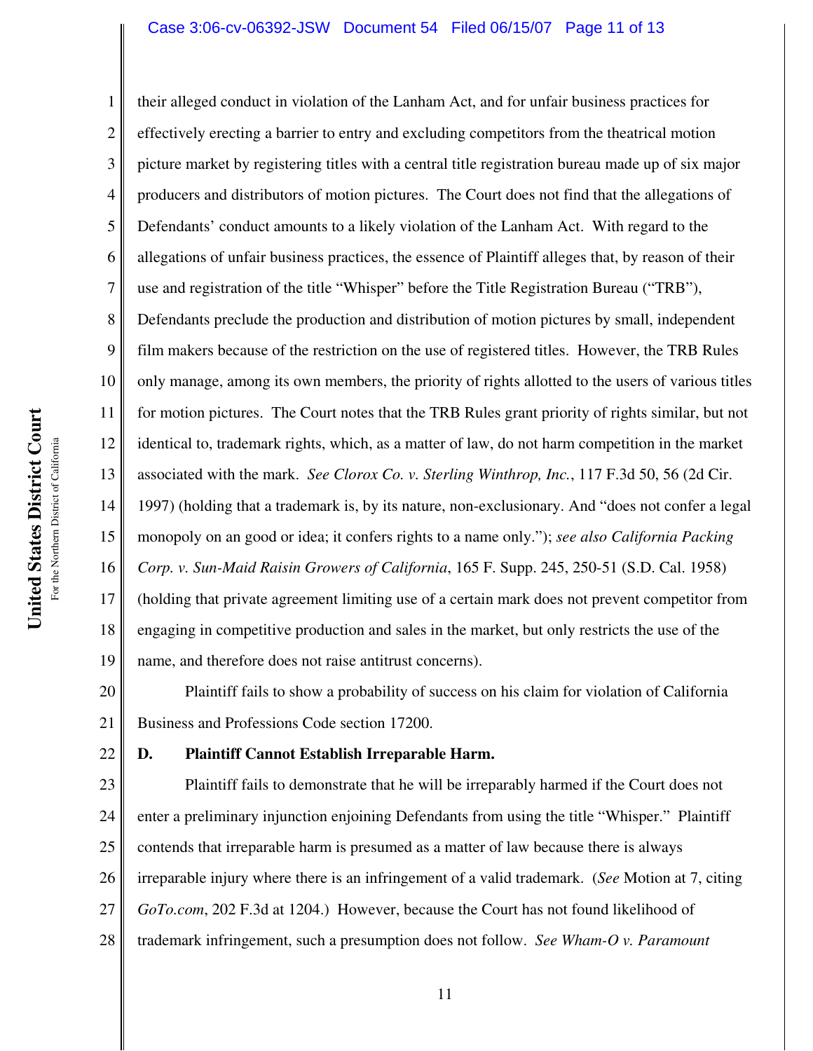their alleged conduct in violation of the Lanham Act, and for unfair business practices for effectively erecting a barrier to entry and excluding competitors from the theatrical motion picture market by registering titles with a central title registration bureau made up of six major producers and distributors of motion pictures. The Court does not find that the allegations of Defendants' conduct amounts to a likely violation of the Lanham Act. With regard to the allegations of unfair business practices, the essence of Plaintiff alleges that, by reason of their use and registration of the title "Whisper" before the Title Registration Bureau ("TRB"), Defendants preclude the production and distribution of motion pictures by small, independent film makers because of the restriction on the use of registered titles. However, the TRB Rules only manage, among its own members, the priority of rights allotted to the users of various titles for motion pictures. The Court notes that the TRB Rules grant priority of rights similar, but not identical to, trademark rights, which, as a matter of law, do not harm competition in the market associated with the mark. *See Clorox Co. v. Sterling Winthrop, Inc.*, 117 F.3d 50, 56 (2d Cir. 1997) (holding that a trademark is, by its nature, non-exclusionary. And "does not confer a legal monopoly on an good or idea; it confers rights to a name only."); *see also California Packing Corp. v. Sun-Maid Raisin Growers of California*, 165 F. Supp. 245, 250-51 (S.D. Cal. 1958) (holding that private agreement limiting use of a certain mark does not prevent competitor from engaging in competitive production and sales in the market, but only restricts the use of the name, and therefore does not raise antitrust concerns).

Plaintiff fails to show a probability of success on his claim for violation of California Business and Professions Code section 17200.

**D. Plaintiff Cannot Establish Irreparable Harm.**

Plaintiff fails to demonstrate that he will be irreparably harmed if the Court does not enter a preliminary injunction enjoining Defendants from using the title "Whisper." Plaintiff contends that irreparable harm is presumed as a matter of law because there is always irreparable injury where there is an infringement of a valid trademark. (*See* Motion at 7, citing *GoTo.com*, 202 F.3d at 1204.) However, because the Court has not found likelihood of trademark infringement, such a presumption does not follow. *See Wham-O v. Paramount*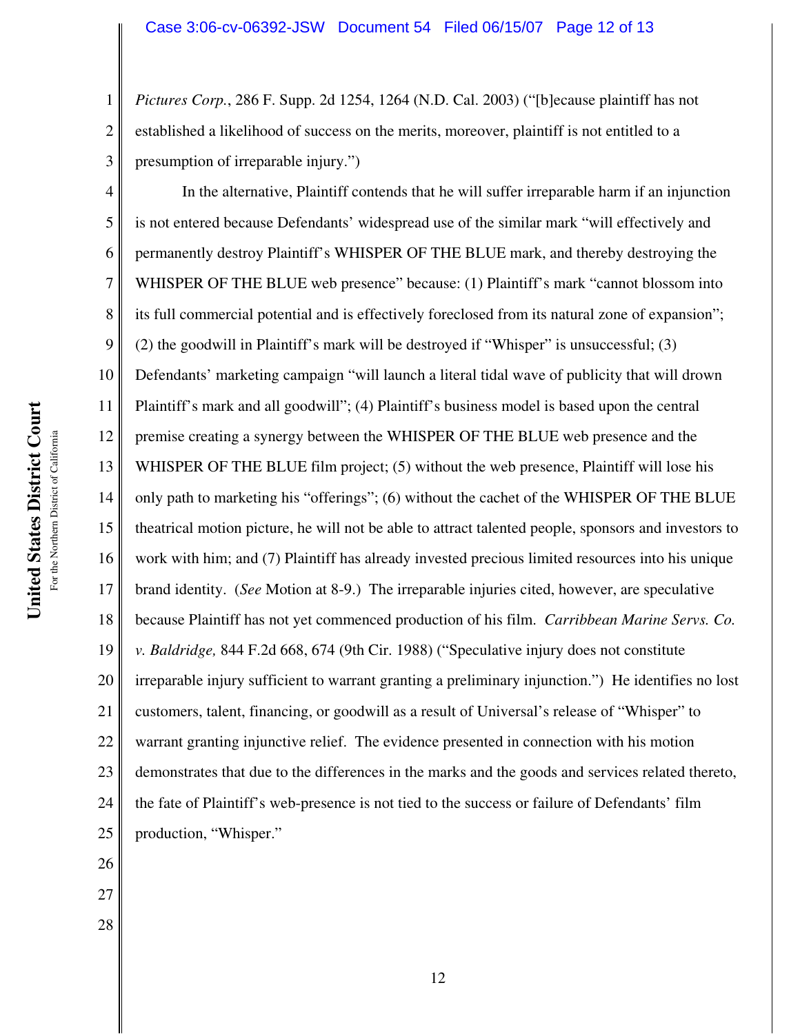*Pictures Corp.*, 286 F. Supp. 2d 1254, 1264 (N.D. Cal. 2003) ("[b]ecause plaintiff has not established a likelihood of success on the merits, moreover, plaintiff is not entitled to a presumption of irreparable injury.")

In the alternative, Plaintiff contends that he will suffer irreparable harm if an injunction is not entered because Defendants' widespread use of the similar mark "will effectively and permanently destroy Plaintiff's WHISPER OF THE BLUE mark, and thereby destroying the WHISPER OF THE BLUE web presence" because: (1) Plaintiff's mark "cannot blossom into its full commercial potential and is effectively foreclosed from its natural zone of expansion"; (2) the goodwill in Plaintiff's mark will be destroyed if "Whisper" is unsuccessful; (3) Defendants' marketing campaign "will launch a literal tidal wave of publicity that will drown Plaintiff's mark and all goodwill"; (4) Plaintiff's business model is based upon the central premise creating a synergy between the WHISPER OF THE BLUE web presence and the WHISPER OF THE BLUE film project; (5) without the web presence, Plaintiff will lose his only path to marketing his "offerings"; (6) without the cachet of the WHISPER OF THE BLUE theatrical motion picture, he will not be able to attract talented people, sponsors and investors to work with him; and (7) Plaintiff has already invested precious limited resources into his unique brand identity. (*See* Motion at 8-9.) The irreparable injuries cited, however, are speculative because Plaintiff has not yet commenced production of his film. *Carribbean Marine Servs. Co. v. Baldridge,* 844 F.2d 668, 674 (9th Cir. 1988) ("Speculative injury does not constitute irreparable injury sufficient to warrant granting a preliminary injunction.") He identifies no lost customers, talent, financing, or goodwill as a result of Universal's release of "Whisper" to warrant granting injunctive relief. The evidence presented in connection with his motion demonstrates that due to the differences in the marks and the goods and services related thereto, the fate of Plaintiff's web-presence is not tied to the success or failure of Defendants' film production, "Whisper."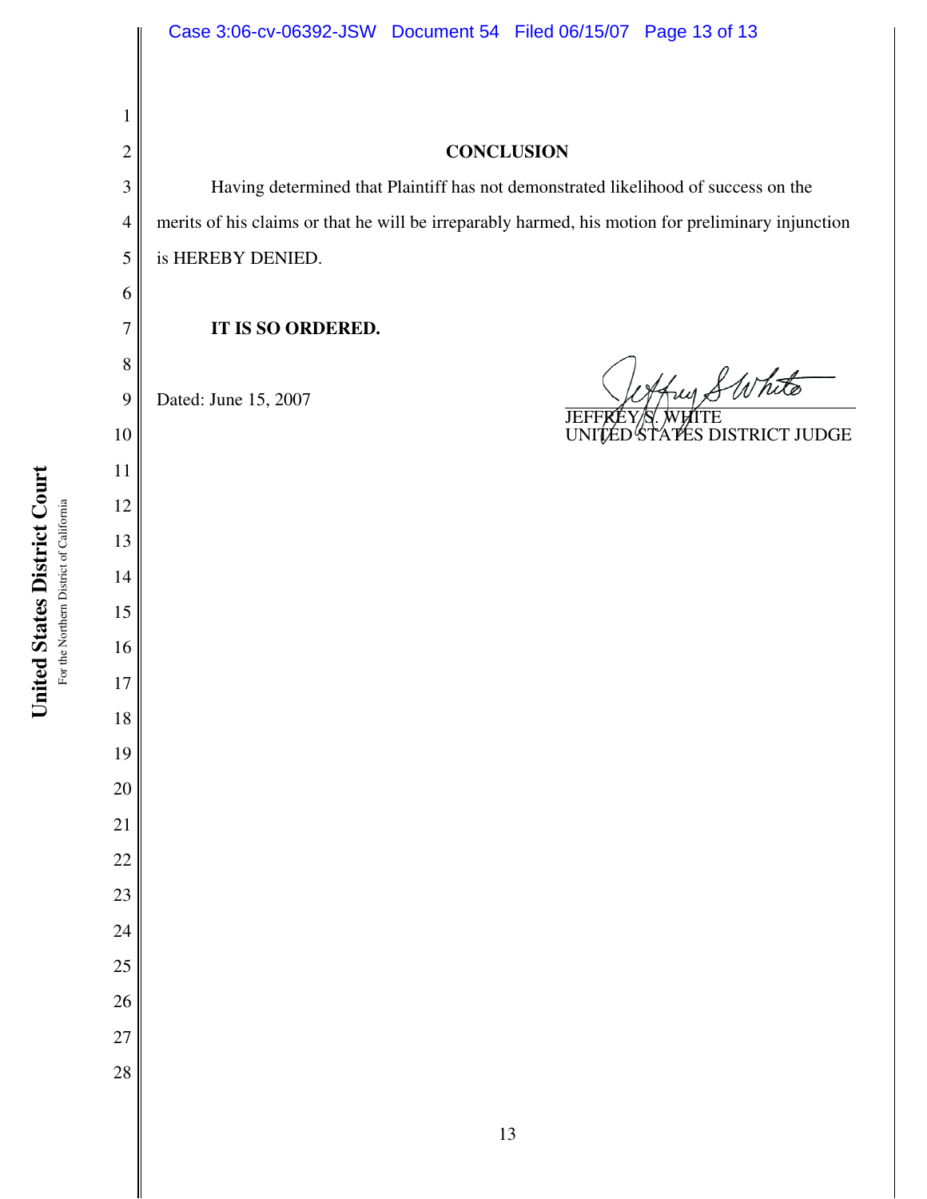## CONCLUSION

Having determined that Plaintiff has not demonstrated likelihood of success on the merits of his claims or that he will be irreparably harmed, his motion for preliminary injunction is HEREBY DENIED.

**IT IS SO ORDERED.**

Dated: June 15, 2007

JEFFREY S. WHITE
UNITED STATES DISTRICT JUDGE